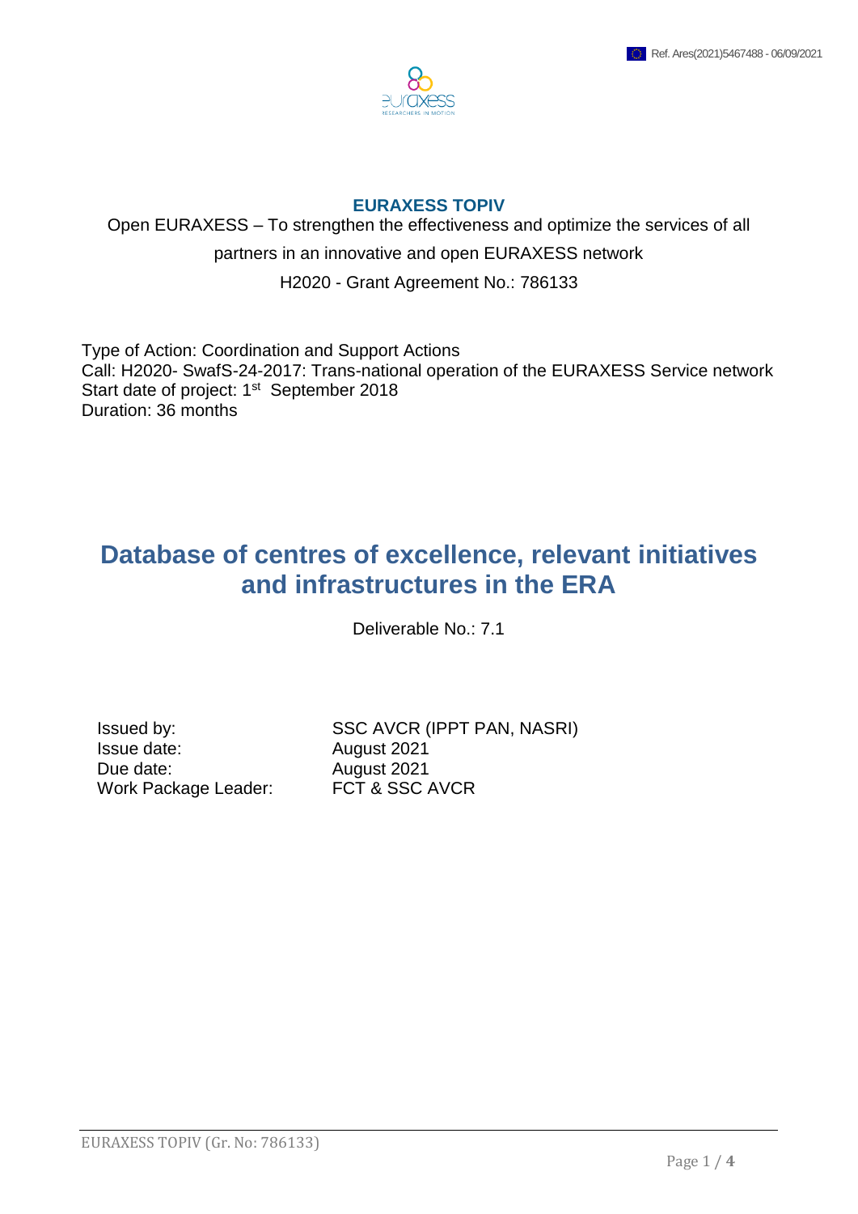Ref. Ares(2021)5467488 - 06/09/2021

**EURAXESS TOPIV**

Open EURAXESS – To strengthen the effectiveness and optimize the services of all partners in an innovative and open EURAXESS network

H2020 - Grant Agreement No.: 786133

Type of Action: Coordination and Support Actions
Call: H2020- SwafS-24-2017: Trans-national operation of the EURAXESS Service network
Start date of project: 1st September 2018
Duration: 36 months

# Database of centres of excellence, relevant initiatives and infrastructures in the ERA

Deliverable No.: 7.1

| | |
|---|---|
| Issued by: | SSC AVCR (IPPT PAN, NASRI) |
| Issue date: | August 2021 |
| Due date: | August 2021 |
| Work Package Leader: | FCT & SSC AVCR |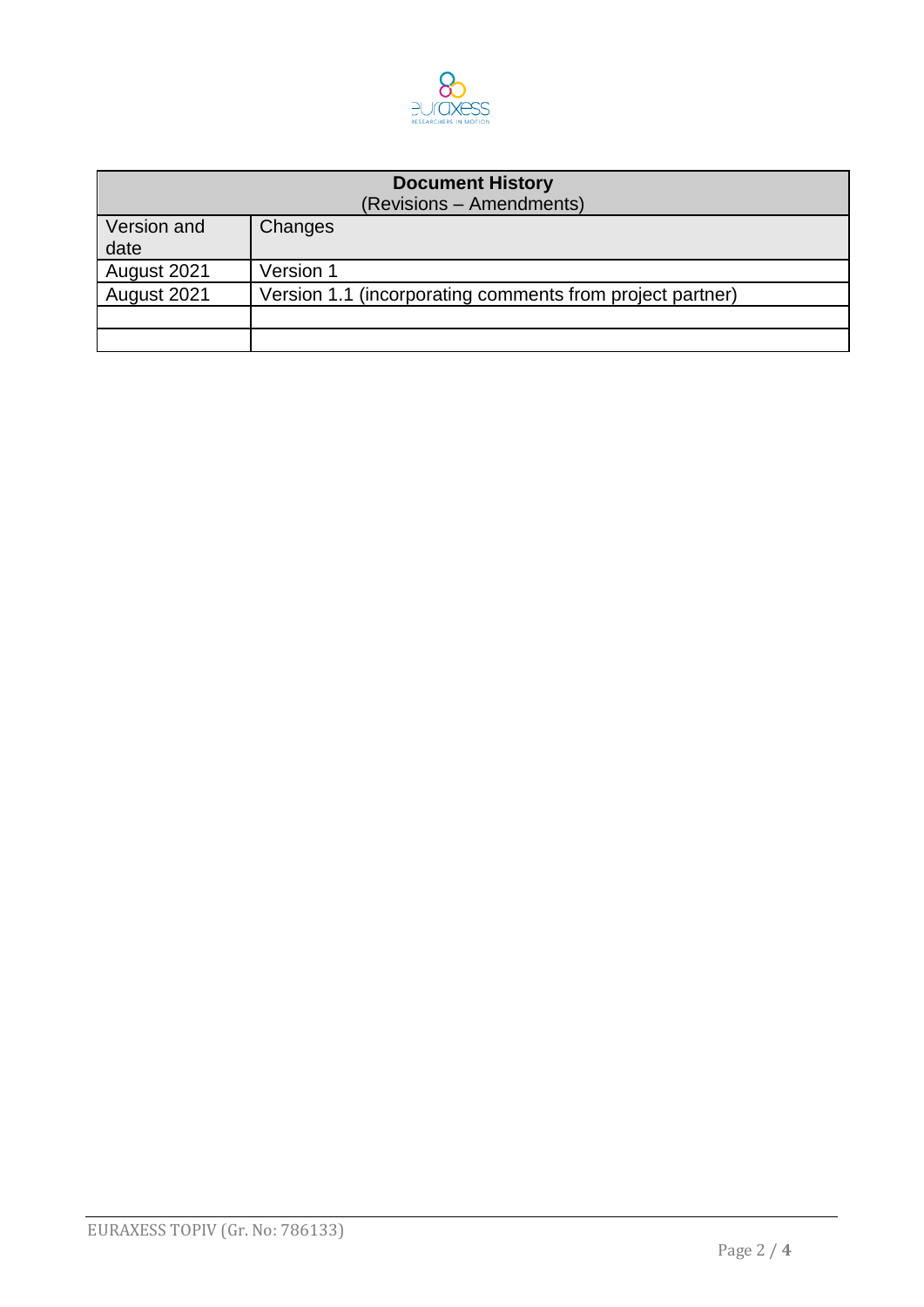| **Document History**<br>(Revisions – Amendments) | |
|---|---|
| Version and date | Changes |
| August 2021 | Version 1 |
| August 2021 | Version 1.1 (incorporating comments from project partner) |
| | |
| | |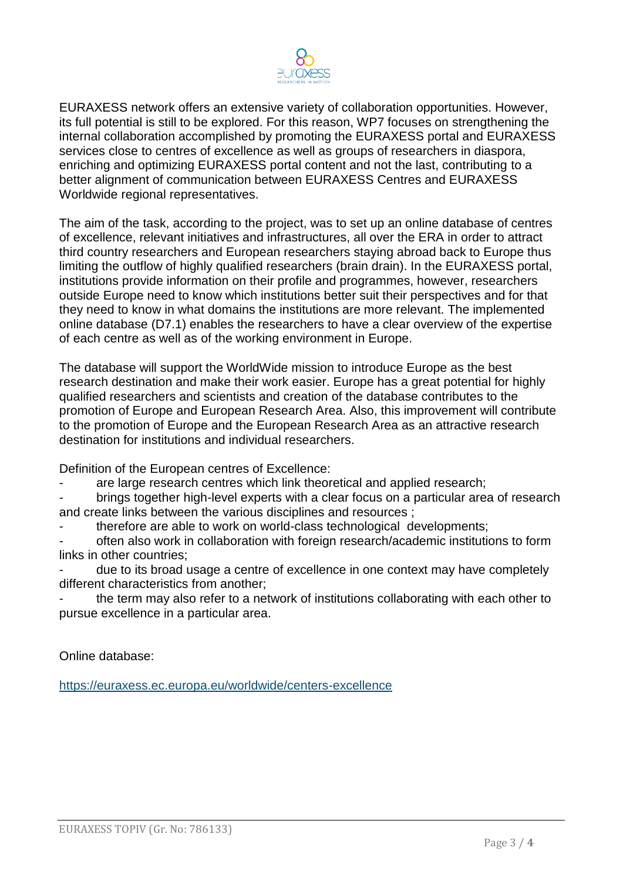EURAXESS network offers an extensive variety of collaboration opportunities. However, its full potential is still to be explored. For this reason, WP7 focuses on strengthening the internal collaboration accomplished by promoting the EURAXESS portal and EURAXESS services close to centres of excellence as well as groups of researchers in diaspora, enriching and optimizing EURAXESS portal content and not the last, contributing to a better alignment of communication between EURAXESS Centres and EURAXESS Worldwide regional representatives.

The aim of the task, according to the project, was to set up an online database of centres of excellence, relevant initiatives and infrastructures, all over the ERA in order to attract third country researchers and European researchers staying abroad back to Europe thus limiting the outflow of highly qualified researchers (brain drain). In the EURAXESS portal, institutions provide information on their profile and programmes, however, researchers outside Europe need to know which institutions better suit their perspectives and for that they need to know in what domains the institutions are more relevant. The implemented online database (D7.1) enables the researchers to have a clear overview of the expertise of each centre as well as of the working environment in Europe.

The database will support the WorldWide mission to introduce Europe as the best research destination and make their work easier. Europe has a great potential for highly qualified researchers and scientists and creation of the database contributes to the promotion of Europe and European Research Area. Also, this improvement will contribute to the promotion of Europe and the European Research Area as an attractive research destination for institutions and individual researchers.

Definition of the European centres of Excellence:

- are large research centres which link theoretical and applied research;
- brings together high-level experts with a clear focus on a particular area of research and create links between the various disciplines and resources ;
- therefore are able to work on world-class technological developments;
- often also work in collaboration with foreign research/academic institutions to form links in other countries;
- due to its broad usage a centre of excellence in one context may have completely different characteristics from another;
- the term may also refer to a network of institutions collaborating with each other to pursue excellence in a particular area.

Online database:

https://euraxess.ec.europa.eu/worldwide/centers-excellence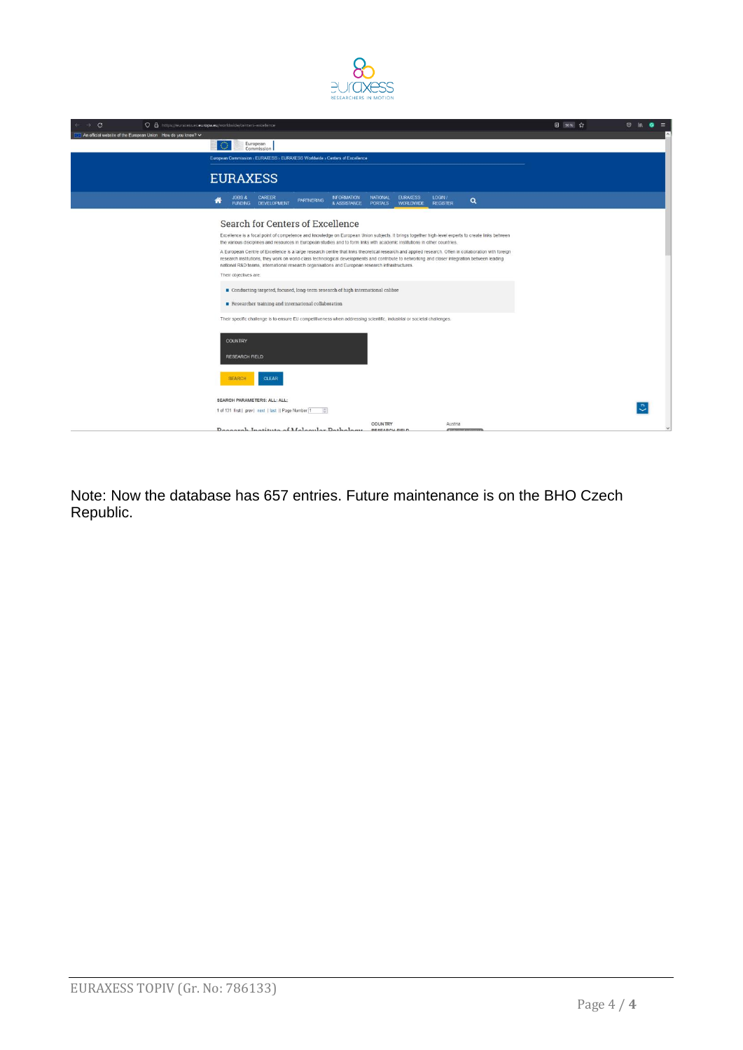Search for Centers of Excellence

Excellence is a focal point of competence and knowledge on European Union subjects. It brings together high-level experts to create links between the various disciplines and resources in European studies and to form links with academic institutions in other countries.

A European Centre of Excellence is a large research centre that links theoretical research and applied research. Often in collaboration with foreign research institutions, they work on world-class technological developments and contribute to networking and closer integration between leading national R&D teams, international research organisations and European research infrastructures.

Their objectives are:

- Conducting targeted, focused, long-term research of high international calibre
- Researcher training and international collaboration

Their specific challenge is to ensure EU competitiveness when addressing scientific, industrial or societal challenges.

Note: Now the database has 657 entries. Future maintenance is on the BHO Czech Republic.